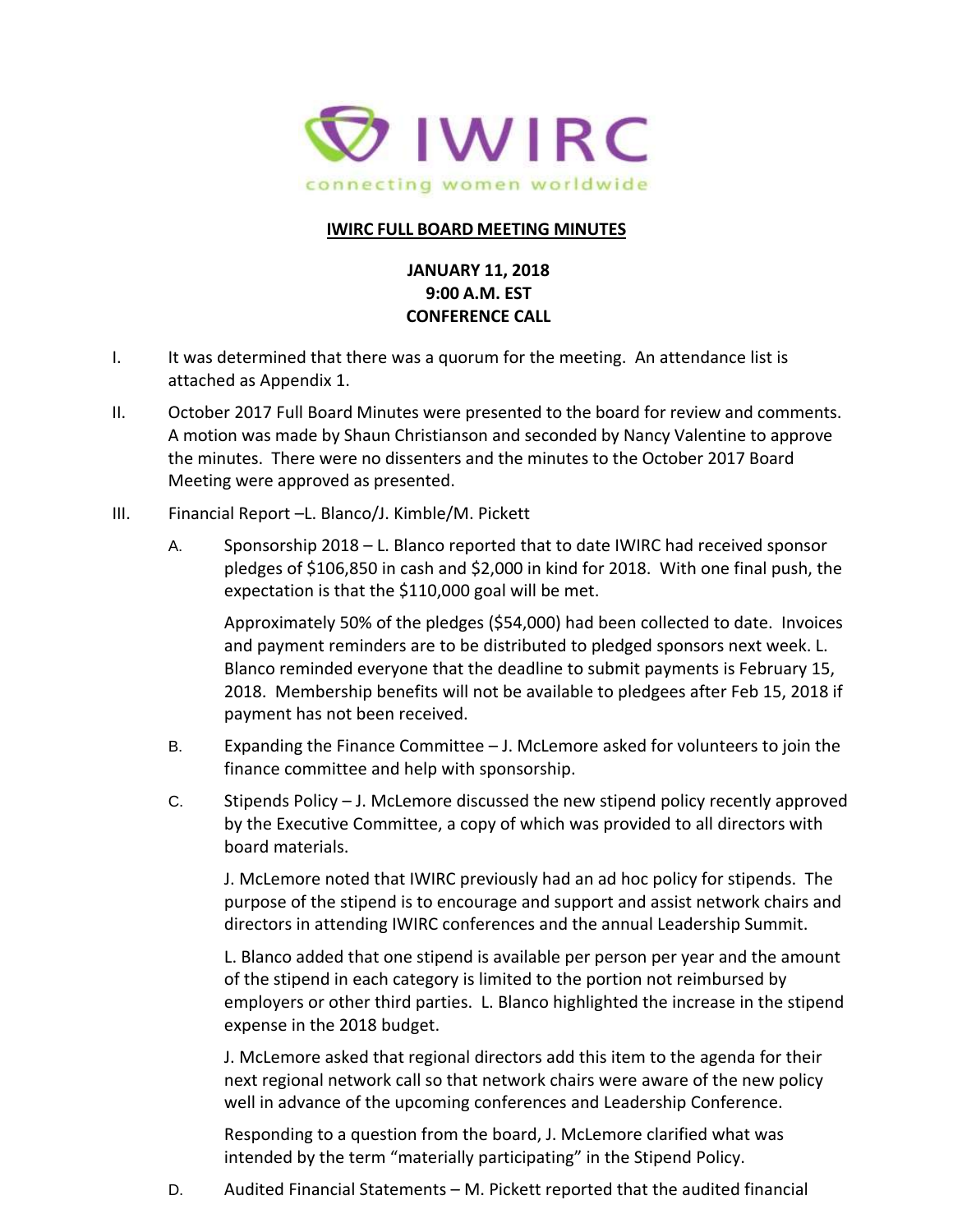IWIRC

connecting women worldwide

# IWIRC FULL BOARD MEETING MINUTES

**JANUARY 11, 2018**
**9:00 A.M. EST**
**CONFERENCE CALL**

I. It was determined that there was a quorum for the meeting. An attendance list is attached as Appendix 1.

II. October 2017 Full Board Minutes were presented to the board for review and comments. A motion was made by Shaun Christianson and seconded by Nancy Valentine to approve the minutes. There were no dissenters and the minutes to the October 2017 Board Meeting were approved as presented.

III. Financial Report –L. Blanco/J. Kimble/M. Pickett

A. Sponsorship 2018 – L. Blanco reported that to date IWIRC had received sponsor pledges of $106,850 in cash and $2,000 in kind for 2018. With one final push, the expectation is that the $110,000 goal will be met.

Approximately 50% of the pledges ($54,000) had been collected to date. Invoices and payment reminders are to be distributed to pledged sponsors next week. L. Blanco reminded everyone that the deadline to submit payments is February 15, 2018. Membership benefits will not be available to pledgees after Feb 15, 2018 if payment has not been received.

B. Expanding the Finance Committee – J. McLemore asked for volunteers to join the finance committee and help with sponsorship.

C. Stipends Policy – J. McLemore discussed the new stipend policy recently approved by the Executive Committee, a copy of which was provided to all directors with board materials.

J. McLemore noted that IWIRC previously had an ad hoc policy for stipends. The purpose of the stipend is to encourage and support and assist network chairs and directors in attending IWIRC conferences and the annual Leadership Summit.

L. Blanco added that one stipend is available per person per year and the amount of the stipend in each category is limited to the portion not reimbursed by employers or other third parties. L. Blanco highlighted the increase in the stipend expense in the 2018 budget.

J. McLemore asked that regional directors add this item to the agenda for their next regional network call so that network chairs were aware of the new policy well in advance of the upcoming conferences and Leadership Conference.

Responding to a question from the board, J. McLemore clarified what was intended by the term "materially participating" in the Stipend Policy.

D. Audited Financial Statements – M. Pickett reported that the audited financial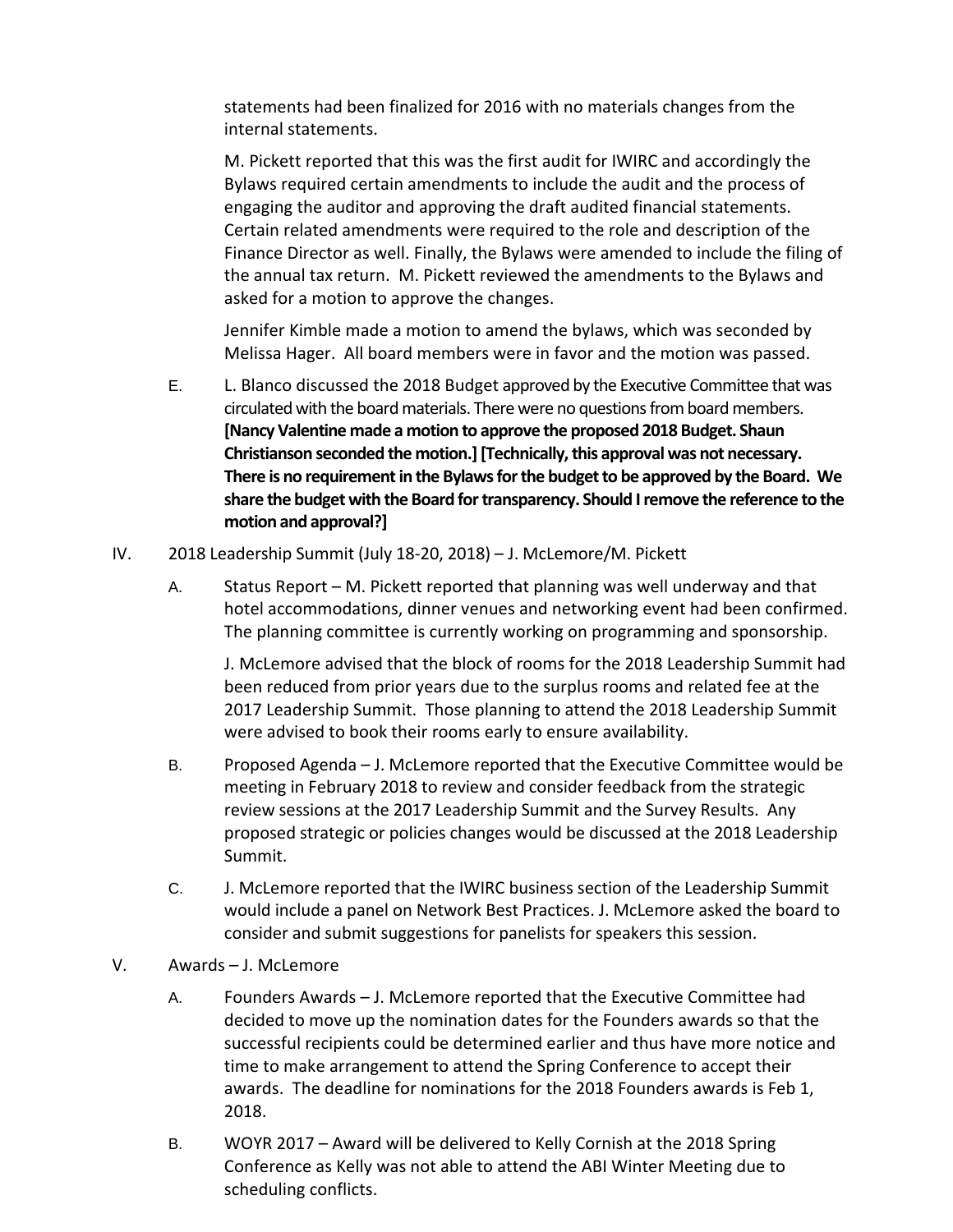statements had been finalized for 2016 with no materials changes from the internal statements.

M. Pickett reported that this was the first audit for IWIRC and accordingly the Bylaws required certain amendments to include the audit and the process of engaging the auditor and approving the draft audited financial statements. Certain related amendments were required to the role and description of the Finance Director as well. Finally, the Bylaws were amended to include the filing of the annual tax return. M. Pickett reviewed the amendments to the Bylaws and asked for a motion to approve the changes.

Jennifer Kimble made a motion to amend the bylaws, which was seconded by Melissa Hager. All board members were in favor and the motion was passed.

E. L. Blanco discussed the 2018 Budget approved by the Executive Committee that was circulated with the board materials. There were no questions from board members. **[Nancy Valentine made a motion to approve the proposed 2018 Budget. Shaun Christianson seconded the motion.] [Technically, this approval was not necessary. There is no requirement in the Bylaws for the budget to be approved by the Board. We share the budget with the Board for transparency. Should I remove the reference to the motion and approval?]**

IV. 2018 Leadership Summit (July 18-20, 2018) – J. McLemore/M. Pickett

A. Status Report – M. Pickett reported that planning was well underway and that hotel accommodations, dinner venues and networking event had been confirmed. The planning committee is currently working on programming and sponsorship.

J. McLemore advised that the block of rooms for the 2018 Leadership Summit had been reduced from prior years due to the surplus rooms and related fee at the 2017 Leadership Summit. Those planning to attend the 2018 Leadership Summit were advised to book their rooms early to ensure availability.

B. Proposed Agenda – J. McLemore reported that the Executive Committee would be meeting in February 2018 to review and consider feedback from the strategic review sessions at the 2017 Leadership Summit and the Survey Results. Any proposed strategic or policies changes would be discussed at the 2018 Leadership Summit.

C. J. McLemore reported that the IWIRC business section of the Leadership Summit would include a panel on Network Best Practices. J. McLemore asked the board to consider and submit suggestions for panelists for speakers this session.

V. Awards – J. McLemore

A. Founders Awards – J. McLemore reported that the Executive Committee had decided to move up the nomination dates for the Founders awards so that the successful recipients could be determined earlier and thus have more notice and time to make arrangement to attend the Spring Conference to accept their awards. The deadline for nominations for the 2018 Founders awards is Feb 1, 2018.

B. WOYR 2017 – Award will be delivered to Kelly Cornish at the 2018 Spring Conference as Kelly was not able to attend the ABI Winter Meeting due to scheduling conflicts.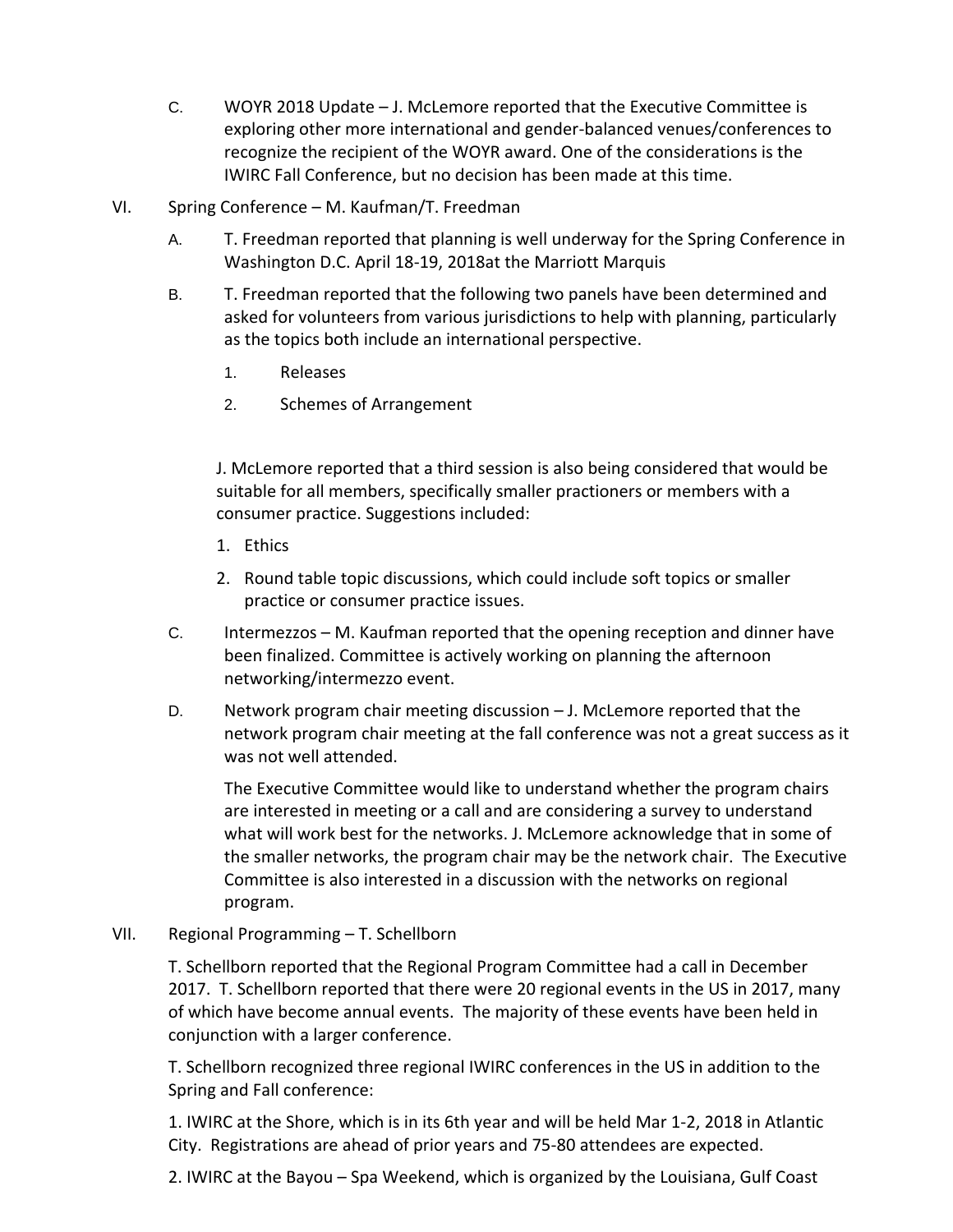C. WOYR 2018 Update – J. McLemore reported that the Executive Committee is exploring other more international and gender-balanced venues/conferences to recognize the recipient of the WOYR award. One of the considerations is the IWIRC Fall Conference, but no decision has been made at this time.

VI. Spring Conference – M. Kaufman/T. Freedman

A. T. Freedman reported that planning is well underway for the Spring Conference in Washington D.C. April 18-19, 2018at the Marriott Marquis

B. T. Freedman reported that the following two panels have been determined and asked for volunteers from various jurisdictions to help with planning, particularly as the topics both include an international perspective.

1. Releases
2. Schemes of Arrangement

J. McLemore reported that a third session is also being considered that would be suitable for all members, specifically smaller practioners or members with a consumer practice. Suggestions included:

1. Ethics
2. Round table topic discussions, which could include soft topics or smaller practice or consumer practice issues.

C. Intermezzos – M. Kaufman reported that the opening reception and dinner have been finalized. Committee is actively working on planning the afternoon networking/intermezzo event.

D. Network program chair meeting discussion – J. McLemore reported that the network program chair meeting at the fall conference was not a great success as it was not well attended.

The Executive Committee would like to understand whether the program chairs are interested in meeting or a call and are considering a survey to understand what will work best for the networks. J. McLemore acknowledge that in some of the smaller networks, the program chair may be the network chair. The Executive Committee is also interested in a discussion with the networks on regional program.

VII. Regional Programming – T. Schellborn

T. Schellborn reported that the Regional Program Committee had a call in December 2017. T. Schellborn reported that there were 20 regional events in the US in 2017, many of which have become annual events. The majority of these events have been held in conjunction with a larger conference.

T. Schellborn recognized three regional IWIRC conferences in the US in addition to the Spring and Fall conference:

1. IWIRC at the Shore, which is in its 6th year and will be held Mar 1-2, 2018 in Atlantic City. Registrations are ahead of prior years and 75-80 attendees are expected.

2. IWIRC at the Bayou – Spa Weekend, which is organized by the Louisiana, Gulf Coast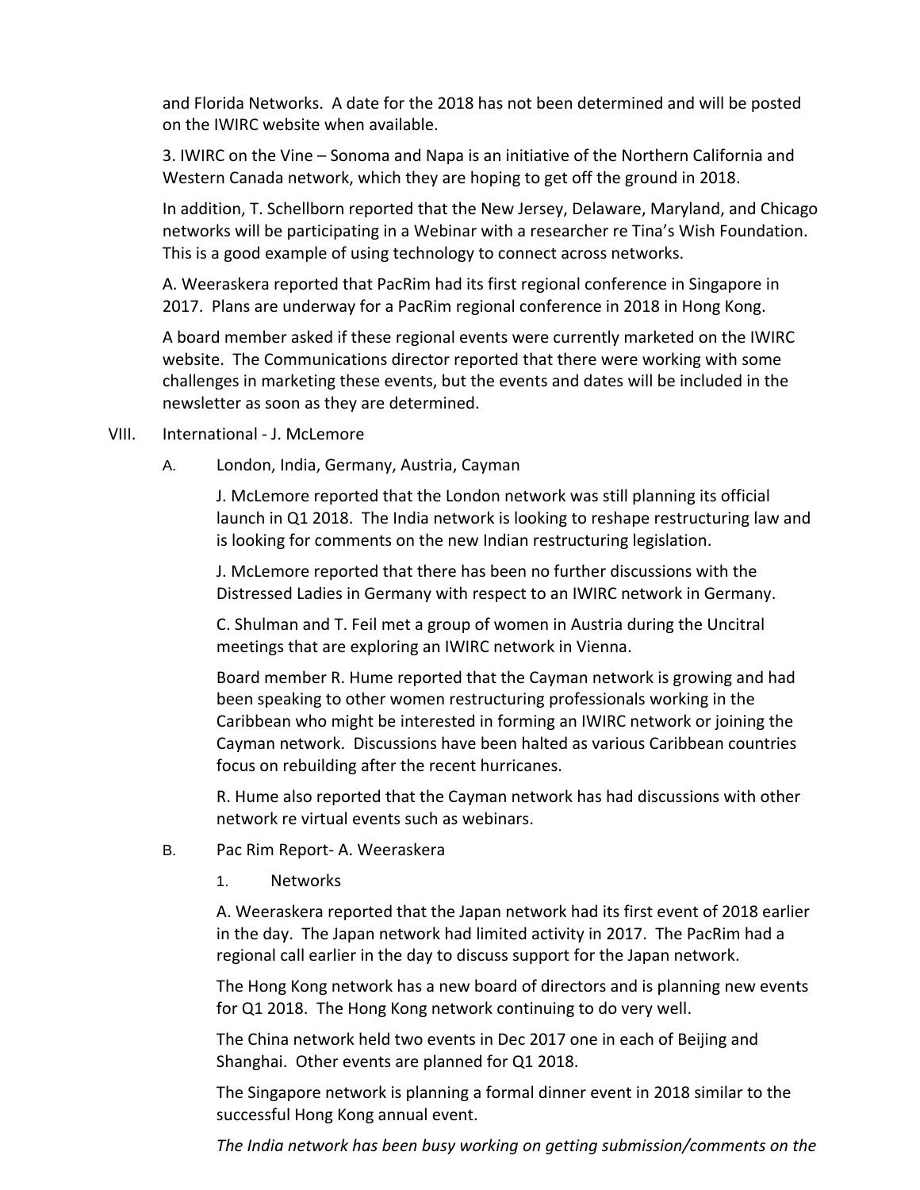and Florida Networks. A date for the 2018 has not been determined and will be posted on the IWIRC website when available.

3. IWIRC on the Vine – Sonoma and Napa is an initiative of the Northern California and Western Canada network, which they are hoping to get off the ground in 2018.

In addition, T. Schellborn reported that the New Jersey, Delaware, Maryland, and Chicago networks will be participating in a Webinar with a researcher re Tina's Wish Foundation. This is a good example of using technology to connect across networks.

A. Weeraskera reported that PacRim had its first regional conference in Singapore in 2017. Plans are underway for a PacRim regional conference in 2018 in Hong Kong.

A board member asked if these regional events were currently marketed on the IWIRC website. The Communications director reported that there were working with some challenges in marketing these events, but the events and dates will be included in the newsletter as soon as they are determined.

VIII. International - J. McLemore

A. London, India, Germany, Austria, Cayman

J. McLemore reported that the London network was still planning its official launch in Q1 2018. The India network is looking to reshape restructuring law and is looking for comments on the new Indian restructuring legislation.

J. McLemore reported that there has been no further discussions with the Distressed Ladies in Germany with respect to an IWIRC network in Germany.

C. Shulman and T. Feil met a group of women in Austria during the Uncitral meetings that are exploring an IWIRC network in Vienna.

Board member R. Hume reported that the Cayman network is growing and had been speaking to other women restructuring professionals working in the Caribbean who might be interested in forming an IWIRC network or joining the Cayman network. Discussions have been halted as various Caribbean countries focus on rebuilding after the recent hurricanes.

R. Hume also reported that the Cayman network has had discussions with other network re virtual events such as webinars.

B. Pac Rim Report- A. Weeraskera

1. Networks

A. Weeraskera reported that the Japan network had its first event of 2018 earlier in the day. The Japan network had limited activity in 2017. The PacRim had a regional call earlier in the day to discuss support for the Japan network.

The Hong Kong network has a new board of directors and is planning new events for Q1 2018. The Hong Kong network continuing to do very well.

The China network held two events in Dec 2017 one in each of Beijing and Shanghai. Other events are planned for Q1 2018.

The Singapore network is planning a formal dinner event in 2018 similar to the successful Hong Kong annual event.

*The India network has been busy working on getting submission/comments on the*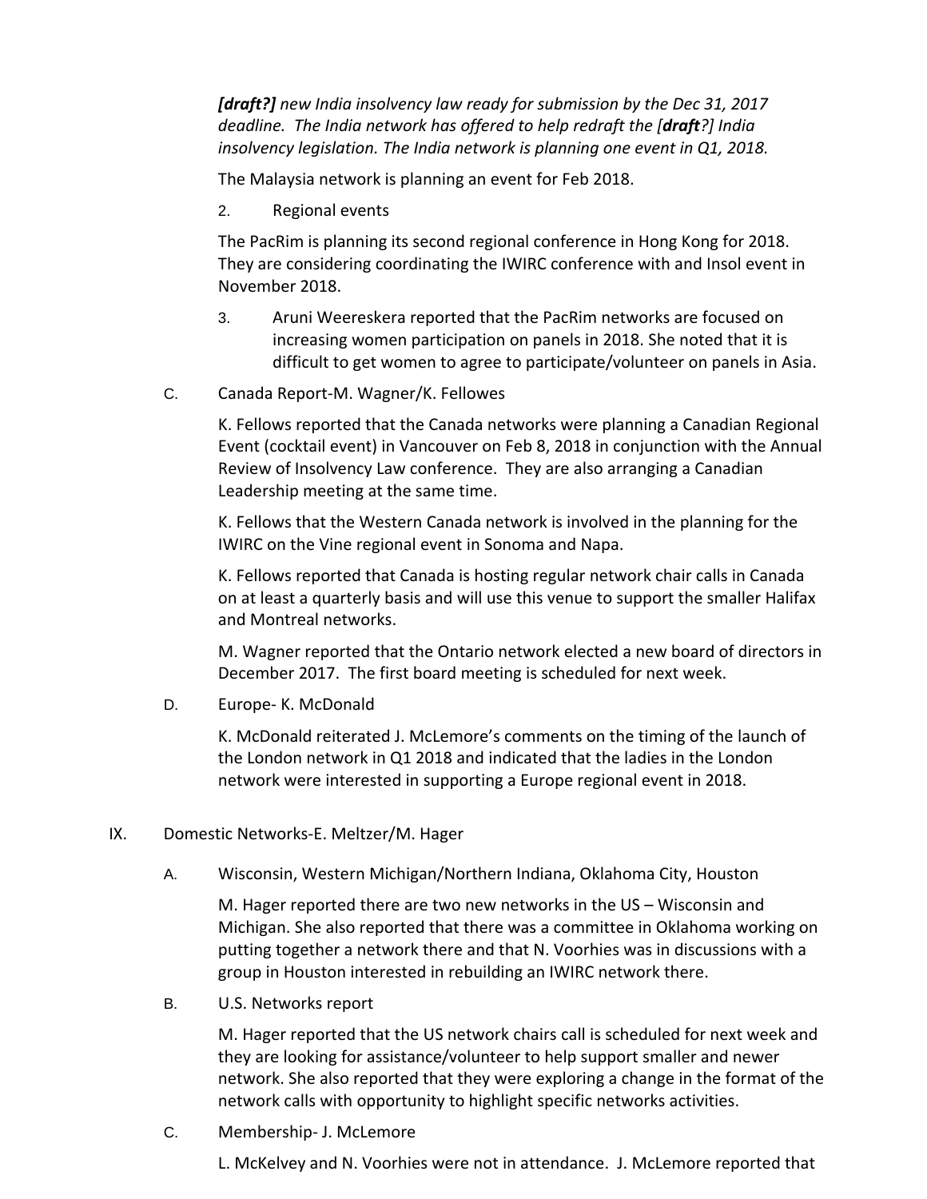***[draft?]** new India insolvency law ready for submission by the Dec 31, 2017 deadline. The India network has offered to help redraft the [**draft**?] India insolvency legislation. The India network is planning one event in Q1, 2018.*

The Malaysia network is planning an event for Feb 2018.

2. Regional events

The PacRim is planning its second regional conference in Hong Kong for 2018. They are considering coordinating the IWIRC conference with and Insol event in November 2018.

3. Aruni Weereskera reported that the PacRim networks are focused on increasing women participation on panels in 2018. She noted that it is difficult to get women to agree to participate/volunteer on panels in Asia.

C. Canada Report-M. Wagner/K. Fellowes

K. Fellows reported that the Canada networks were planning a Canadian Regional Event (cocktail event) in Vancouver on Feb 8, 2018 in conjunction with the Annual Review of Insolvency Law conference. They are also arranging a Canadian Leadership meeting at the same time.

K. Fellows that the Western Canada network is involved in the planning for the IWIRC on the Vine regional event in Sonoma and Napa.

K. Fellows reported that Canada is hosting regular network chair calls in Canada on at least a quarterly basis and will use this venue to support the smaller Halifax and Montreal networks.

M. Wagner reported that the Ontario network elected a new board of directors in December 2017. The first board meeting is scheduled for next week.

D. Europe- K. McDonald

K. McDonald reiterated J. McLemore's comments on the timing of the launch of the London network in Q1 2018 and indicated that the ladies in the London network were interested in supporting a Europe regional event in 2018.

IX. Domestic Networks-E. Meltzer/M. Hager

A. Wisconsin, Western Michigan/Northern Indiana, Oklahoma City, Houston

M. Hager reported there are two new networks in the US – Wisconsin and Michigan. She also reported that there was a committee in Oklahoma working on putting together a network there and that N. Voorhies was in discussions with a group in Houston interested in rebuilding an IWIRC network there.

B. U.S. Networks report

M. Hager reported that the US network chairs call is scheduled for next week and they are looking for assistance/volunteer to help support smaller and newer network. She also reported that they were exploring a change in the format of the network calls with opportunity to highlight specific networks activities.

C. Membership- J. McLemore

L. McKelvey and N. Voorhies were not in attendance. J. McLemore reported that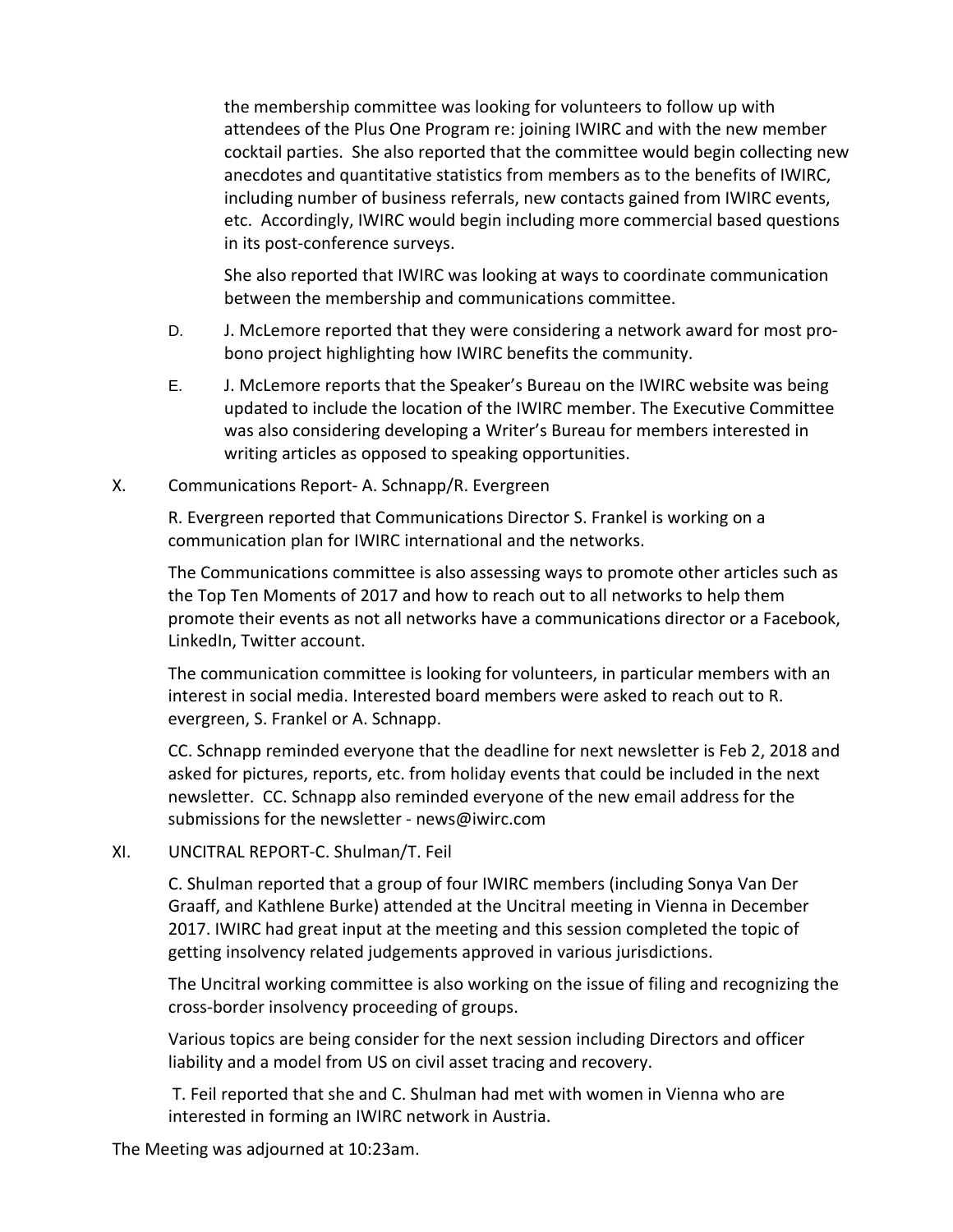the membership committee was looking for volunteers to follow up with attendees of the Plus One Program re: joining IWIRC and with the new member cocktail parties. She also reported that the committee would begin collecting new anecdotes and quantitative statistics from members as to the benefits of IWIRC, including number of business referrals, new contacts gained from IWIRC events, etc. Accordingly, IWIRC would begin including more commercial based questions in its post-conference surveys.

She also reported that IWIRC was looking at ways to coordinate communication between the membership and communications committee.

D. J. McLemore reported that they were considering a network award for most pro-bono project highlighting how IWIRC benefits the community.

E. J. McLemore reports that the Speaker's Bureau on the IWIRC website was being updated to include the location of the IWIRC member. The Executive Committee was also considering developing a Writer's Bureau for members interested in writing articles as opposed to speaking opportunities.

X. Communications Report- A. Schnapp/R. Evergreen

R. Evergreen reported that Communications Director S. Frankel is working on a communication plan for IWIRC international and the networks.

The Communications committee is also assessing ways to promote other articles such as the Top Ten Moments of 2017 and how to reach out to all networks to help them promote their events as not all networks have a communications director or a Facebook, LinkedIn, Twitter account.

The communication committee is looking for volunteers, in particular members with an interest in social media. Interested board members were asked to reach out to R. evergreen, S. Frankel or A. Schnapp.

CC. Schnapp reminded everyone that the deadline for next newsletter is Feb 2, 2018 and asked for pictures, reports, etc. from holiday events that could be included in the next newsletter. CC. Schnapp also reminded everyone of the new email address for the submissions for the newsletter - news@iwirc.com

XI. UNCITRAL REPORT-C. Shulman/T. Feil

C. Shulman reported that a group of four IWIRC members (including Sonya Van Der Graaff, and Kathlene Burke) attended at the Uncitral meeting in Vienna in December 2017. IWIRC had great input at the meeting and this session completed the topic of getting insolvency related judgements approved in various jurisdictions.

The Uncitral working committee is also working on the issue of filing and recognizing the cross-border insolvency proceeding of groups.

Various topics are being consider for the next session including Directors and officer liability and a model from US on civil asset tracing and recovery.

T. Feil reported that she and C. Shulman had met with women in Vienna who are interested in forming an IWIRC network in Austria.

The Meeting was adjourned at 10:23am.